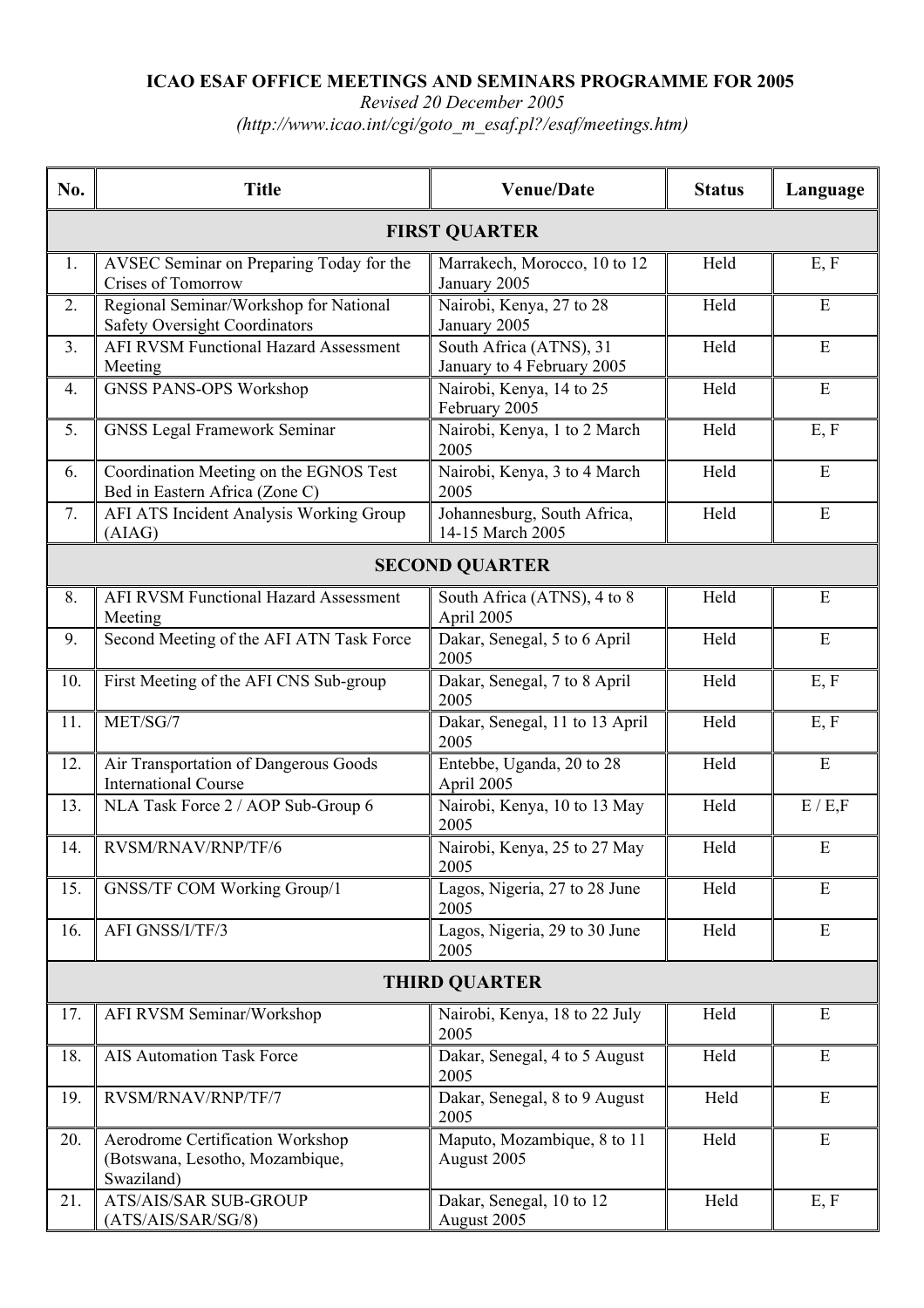**ICAO ESAF OFFICE MEETINGS AND SEMINARS PROGRAMME FOR 2005**

*Revised 20 December 2005*

*(http://www.icao.int/cgi/goto_m_esaf.pl?/esaf/meetings.htm)*

| No. | Title | Venue/Date | Status | Language |
|---|---|---|---|---|
| **FIRST QUARTER** | | | | |
| 1. | AVSEC Seminar on Preparing Today for the Crises of Tomorrow | Marrakech, Morocco, 10 to 12 January 2005 | Held | E, F |
| 2. | Regional Seminar/Workshop for National Safety Oversight Coordinators | Nairobi, Kenya, 27 to 28 January 2005 | Held | E |
| 3. | AFI RVSM Functional Hazard Assessment Meeting | South Africa (ATNS), 31 January to 4 February 2005 | Held | E |
| 4. | GNSS PANS-OPS Workshop | Nairobi, Kenya, 14 to 25 February 2005 | Held | E |
| 5. | GNSS Legal Framework Seminar | Nairobi, Kenya, 1 to 2 March 2005 | Held | E, F |
| 6. | Coordination Meeting on the EGNOS Test Bed in Eastern Africa (Zone C) | Nairobi, Kenya, 3 to 4 March 2005 | Held | E |
| 7. | AFI ATS Incident Analysis Working Group (AIAG) | Johannesburg, South Africa, 14-15 March 2005 | Held | E |
| **SECOND QUARTER** | | | | |
| 8. | AFI RVSM Functional Hazard Assessment Meeting | South Africa (ATNS), 4 to 8 April 2005 | Held | E |
| 9. | Second Meeting of the AFI ATN Task Force | Dakar, Senegal, 5 to 6 April 2005 | Held | E |
| 10. | First Meeting of the AFI CNS Sub-group | Dakar, Senegal, 7 to 8 April 2005 | Held | E, F |
| 11. | MET/SG/7 | Dakar, Senegal, 11 to 13 April 2005 | Held | E, F |
| 12. | Air Transportation of Dangerous Goods International Course | Entebbe, Uganda, 20 to 28 April 2005 | Held | E |
| 13. | NLA Task Force 2 / AOP Sub-Group 6 | Nairobi, Kenya, 10 to 13 May 2005 | Held | E / E,F |
| 14. | RVSM/RNAV/RNP/TF/6 | Nairobi, Kenya, 25 to 27 May 2005 | Held | E |
| 15. | GNSS/TF COM Working Group/1 | Lagos, Nigeria, 27 to 28 June 2005 | Held | E |
| 16. | AFI GNSS/I/TF/3 | Lagos, Nigeria, 29 to 30 June 2005 | Held | E |
| **THIRD QUARTER** | | | | |
| 17. | AFI RVSM Seminar/Workshop | Nairobi, Kenya, 18 to 22 July 2005 | Held | E |
| 18. | AIS Automation Task Force | Dakar, Senegal, 4 to 5 August 2005 | Held | E |
| 19. | RVSM/RNAV/RNP/TF/7 | Dakar, Senegal, 8 to 9 August 2005 | Held | E |
| 20. | Aerodrome Certification Workshop (Botswana, Lesotho, Mozambique, Swaziland) | Maputo, Mozambique, 8 to 11 August 2005 | Held | E |
| 21. | ATS/AIS/SAR SUB-GROUP (ATS/AIS/SAR/SG/8) | Dakar, Senegal, 10 to 12 August 2005 | Held | E, F |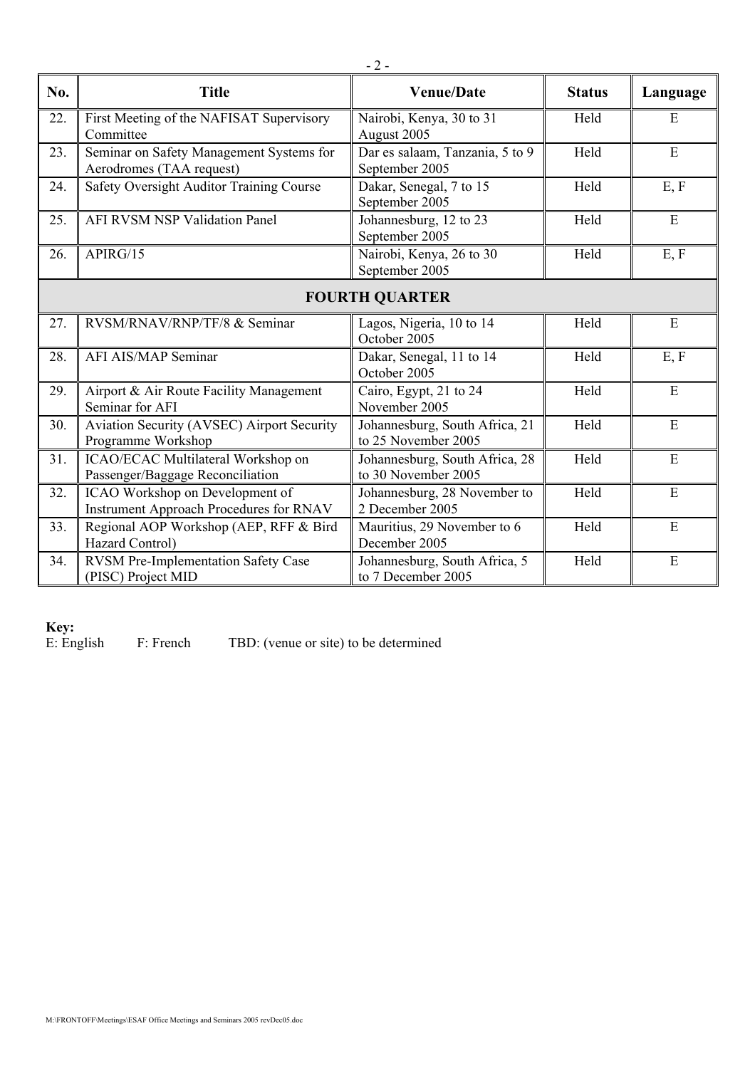| No. | Title | Venue/Date | Status | Language |
|---|---|---|---|---|
| 22. | First Meeting of the NAFISAT Supervisory Committee | Nairobi, Kenya, 30 to 31 August 2005 | Held | E |
| 23. | Seminar on Safety Management Systems for Aerodromes (TAA request) | Dar es salaam, Tanzania, 5 to 9 September 2005 | Held | E |
| 24. | Safety Oversight Auditor Training Course | Dakar, Senegal, 7 to 15 September 2005 | Held | E, F |
| 25. | AFI RVSM NSP Validation Panel | Johannesburg, 12 to 23 September 2005 | Held | E |
| 26. | APIRG/15 | Nairobi, Kenya, 26 to 30 September 2005 | Held | E, F |
| **FOURTH QUARTER** | | | | |
| 27. | RVSM/RNAV/RNP/TF/8 & Seminar | Lagos, Nigeria, 10 to 14 October 2005 | Held | E |
| 28. | AFI AIS/MAP Seminar | Dakar, Senegal, 11 to 14 October 2005 | Held | E, F |
| 29. | Airport & Air Route Facility Management Seminar for AFI | Cairo, Egypt, 21 to 24 November 2005 | Held | E |
| 30. | Aviation Security (AVSEC) Airport Security Programme Workshop | Johannesburg, South Africa, 21 to 25 November 2005 | Held | E |
| 31. | ICAO/ECAC Multilateral Workshop on Passenger/Baggage Reconciliation | Johannesburg, South Africa, 28 to 30 November 2005 | Held | E |
| 32. | ICAO Workshop on Development of Instrument Approach Procedures for RNAV | Johannesburg, 28 November to 2 December 2005 | Held | E |
| 33. | Regional AOP Workshop (AEP, RFF & Bird Hazard Control) | Mauritius, 29 November to 6 December 2005 | Held | E |
| 34. | RVSM Pre-Implementation Safety Case (PISC) Project MID | Johannesburg, South Africa, 5 to 7 December 2005 | Held | E |

**Key:**
E: English F: French TBD: (venue or site) to be determined

M:\FRONTOFF\Meetings\ESAF Office Meetings and Seminars 2005 revDec05.doc